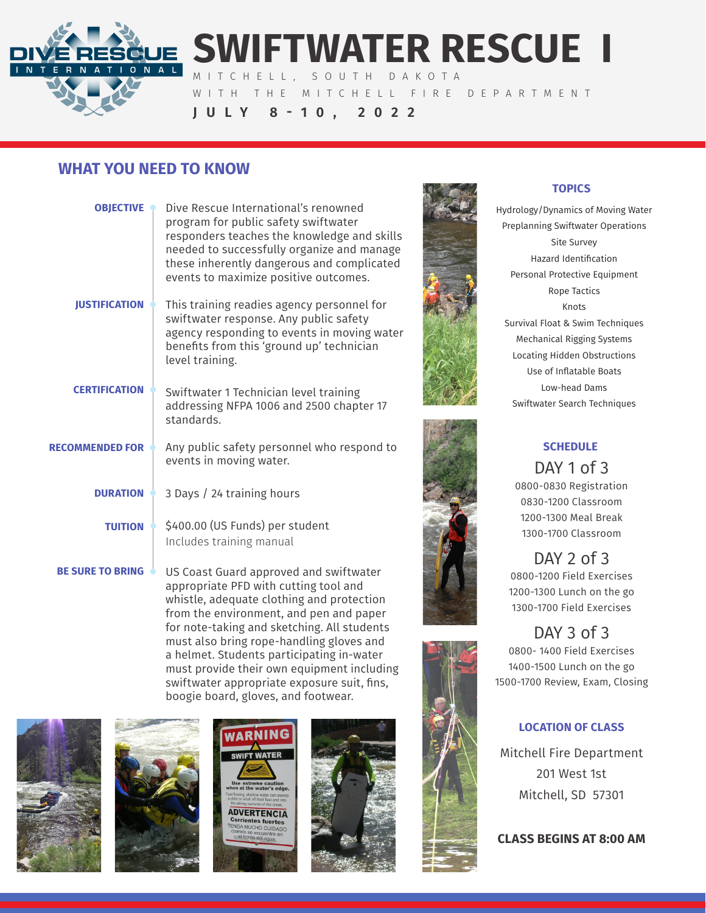# SWIFTWATER RESCUE I

MITCHELL, SOUTH DAKOTA

WITH THE MITCHELL FIRE DEPARTMENT

**JULY 8-10, 2022**

## WHAT YOU NEED TO KNOW

**OBJECTIVE**
Dive Rescue International's renowned program for public safety swiftwater responders teaches the knowledge and skills needed to successfully organize and manage these inherently dangerous and complicated events to maximize positive outcomes.

**JUSTIFICATION**
This training readies agency personnel for swiftwater response. Any public safety agency responding to events in moving water benefits from this 'ground up' technician level training.

**CERTIFICATION**
Swiftwater 1 Technician level training addressing NFPA 1006 and 2500 chapter 17 standards.

**RECOMMENDED FOR**
Any public safety personnel who respond to events in moving water.

**DURATION**
3 Days / 24 training hours

**TUITION**
$400.00 (US Funds) per student
Includes training manual

**BE SURE TO BRING**
US Coast Guard approved and swiftwater appropriate PFD with cutting tool and whistle, adequate clothing and protection from the environment, and pen and paper for note-taking and sketching. All students must also bring rope-handling gloves and a helmet. Students participating in-water must provide their own equipment including swiftwater appropriate exposure suit, fins, boogie board, gloves, and footwear.

### TOPICS

- Hydrology/Dynamics of Moving Water
- Preplanning Swiftwater Operations
- Site Survey
- Hazard Identification
- Personal Protective Equipment
- Rope Tactics
- Knots
- Survival Float & Swim Techniques
- Mechanical Rigging Systems
- Locating Hidden Obstructions
- Use of Inflatable Boats
- Low-head Dams
- Swiftwater Search Techniques

### SCHEDULE

**DAY 1 of 3**
- 0800-0830 Registration
- 0830-1200 Classroom
- 1200-1300 Meal Break
- 1300-1700 Classroom

**DAY 2 of 3**
- 0800-1200 Field Exercises
- 1200-1300 Lunch on the go
- 1300-1700 Field Exercises

**DAY 3 of 3**
- 0800- 1400 Field Exercises
- 1400-1500 Lunch on the go
- 1500-1700 Review, Exam, Closing

### LOCATION OF CLASS

Mitchell Fire Department
201 West 1st
Mitchell, SD 57301

**CLASS BEGINS AT 8:00 AM**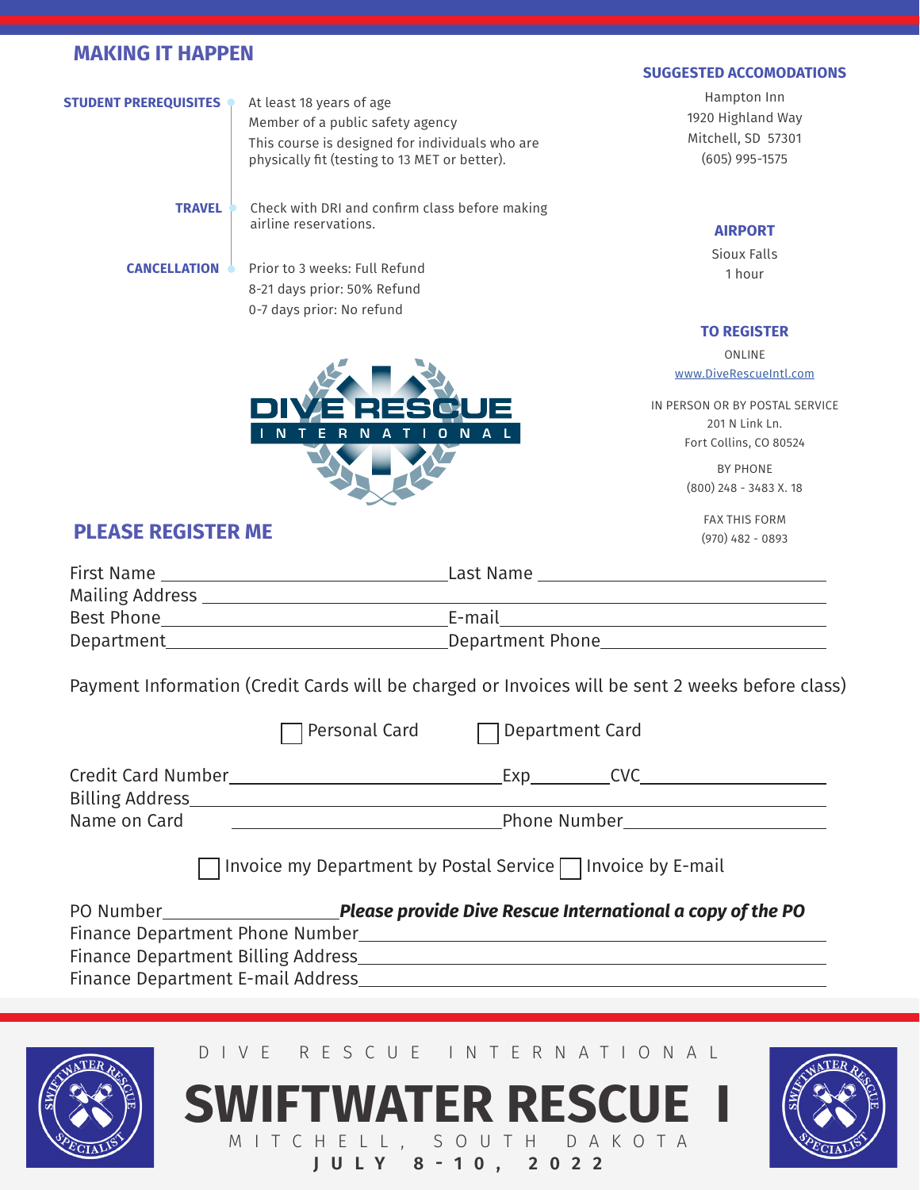## MAKING IT HAPPEN

**STUDENT PREREQUISITES**

- At least 18 years of age
- Member of a public safety agency
- This course is designed for individuals who are physically fit (testing to 13 MET or better).

**TRAVEL**

Check with DRI and confirm class before making airline reservations.

**CANCELLATION**

Prior to 3 weeks: Full Refund
8-21 days prior: 50% Refund
0-7 days prior: No refund

DIVE RESCUE
INTERNATIONAL

### SUGGESTED ACCOMODATIONS

Hampton Inn
1920 Highland Way
Mitchell, SD 57301
(605) 995-1575

### AIRPORT

Sioux Falls
1 hour

### TO REGISTER

ONLINE
www.DiveRescueIntl.com

IN PERSON OR BY POSTAL SERVICE
201 N Link Ln.
Fort Collins, CO 80524

BY PHONE
(800) 248 - 3483 X. 18

FAX THIS FORM
(970) 482 - 0893

## PLEASE REGISTER ME

First Name ______________________ Last Name ______________________
Mailing Address ______________________
Best Phone ______________________ E-mail ______________________
Department ______________________ Department Phone ______________________

Payment Information (Credit Cards will be charged or Invoices will be sent 2 weeks before class)

☐ Personal Card ☐ Department Card

Credit Card Number ______________________ Exp ________ CVC ________
Billing Address ______________________
Name on Card ______________________ Phone Number ______________________

☐ Invoice my Department by Postal Service ☐ Invoice by E-mail

PO Number ______________ ***Please provide Dive Rescue International a copy of the PO***
Finance Department Phone Number ______________________
Finance Department Billing Address ______________________
Finance Department E-mail Address ______________________

DIVE RESCUE INTERNATIONAL

# SWIFTWATER RESCUE I

MITCHELL, SOUTH DAKOTA

**JULY 8-10, 2022**